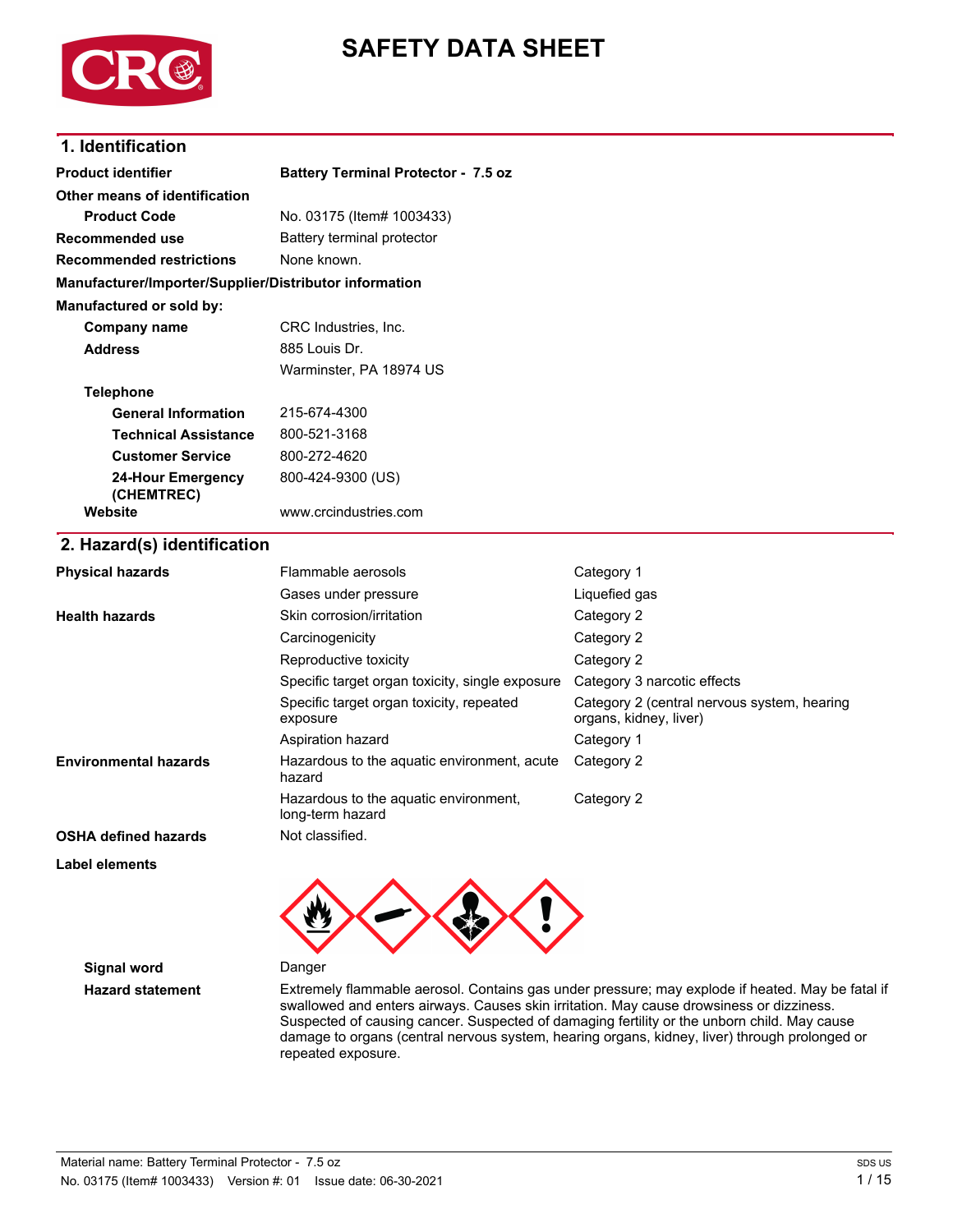# SAFETY DATA SHEET

## 1. Identification

| | |
|---|---|
| **Product identifier** | **Battery Terminal Protector - 7.5 oz** |
| **Other means of identification** | |
| **Product Code** | No. 03175 (Item# 1003433) |
| **Recommended use** | Battery terminal protector |
| **Recommended restrictions** | None known. |

**Manufacturer/Importer/Supplier/Distributor information**

**Manufactured or sold by:**

| | |
|---|---|
| **Company name** | CRC Industries, Inc. |
| **Address** | 885 Louis Dr.<br>Warminster, PA 18974 US |
| **Telephone** | |
| **General Information** | 215-674-4300 |
| **Technical Assistance** | 800-521-3168 |
| **Customer Service** | 800-272-4620 |
| **24-Hour Emergency (CHEMTREC)** | 800-424-9300 (US) |
| **Website** | www.crcindustries.com |

## 2. Hazard(s) identification

| | | |
|---|---|---|
| **Physical hazards** | Flammable aerosols | Category 1 |
| | Gases under pressure | Liquefied gas |
| **Health hazards** | Skin corrosion/irritation | Category 2 |
| | Carcinogenicity | Category 2 |
| | Reproductive toxicity | Category 2 |
| | Specific target organ toxicity, single exposure | Category 3 narcotic effects |
| | Specific target organ toxicity, repeated exposure | Category 2 (central nervous system, hearing organs, kidney, liver) |
| | Aspiration hazard | Category 1 |
| **Environmental hazards** | Hazardous to the aquatic environment, acute hazard | Category 2 |
| | Hazardous to the aquatic environment, long-term hazard | Category 2 |
| **OSHA defined hazards** | Not classified. | |

**Label elements**

**Signal word** Danger

**Hazard statement** Extremely flammable aerosol. Contains gas under pressure; may explode if heated. May be fatal if swallowed and enters airways. Causes skin irritation. May cause drowsiness or dizziness. Suspected of causing cancer. Suspected of damaging fertility or the unborn child. May cause damage to organs (central nervous system, hearing organs, kidney, liver) through prolonged or repeated exposure.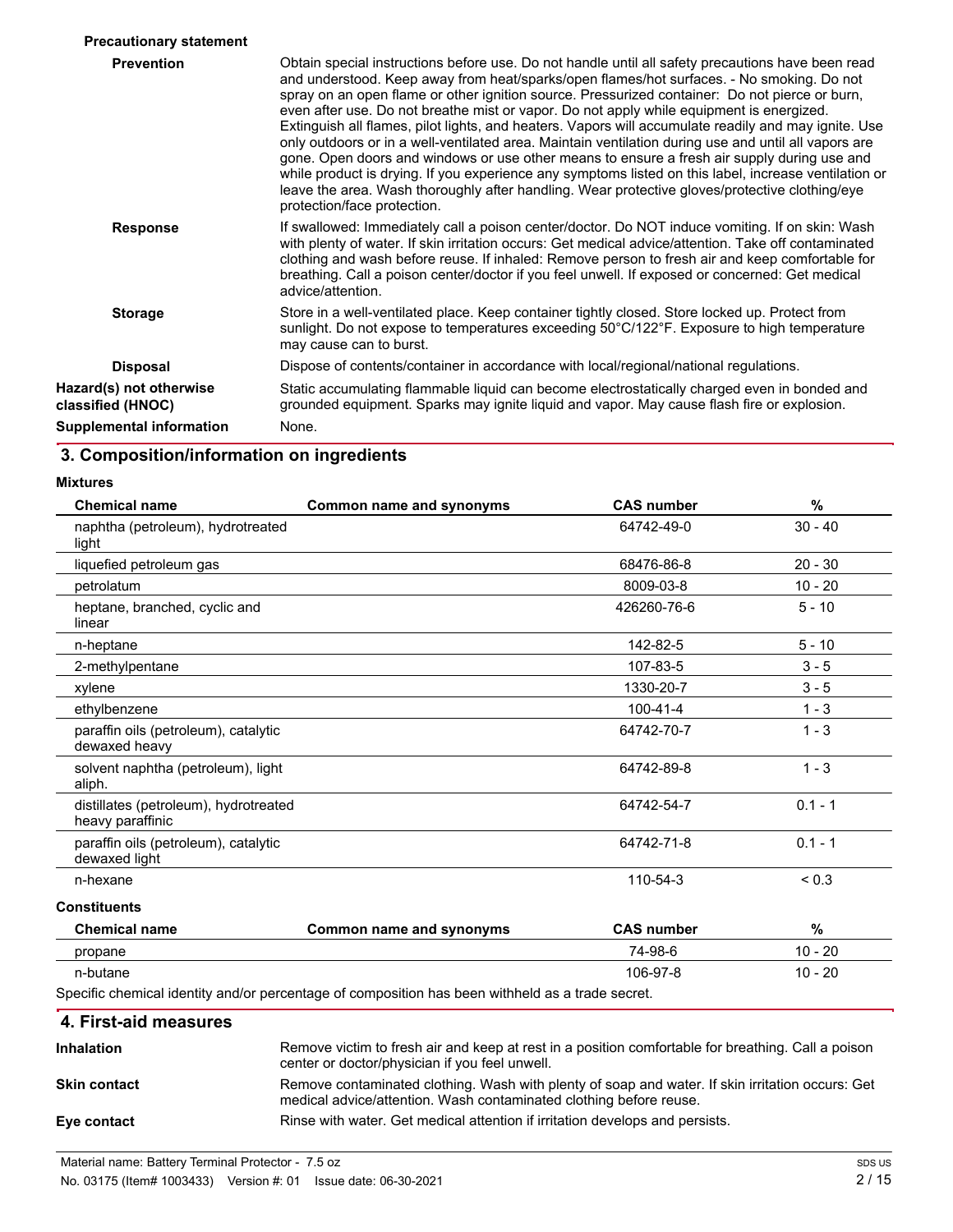**Precautionary statement**

**Prevention**

Obtain special instructions before use. Do not handle until all safety precautions have been read and understood. Keep away from heat/sparks/open flames/hot surfaces. - No smoking. Do not spray on an open flame or other ignition source. Pressurized container: Do not pierce or burn, even after use. Do not breathe mist or vapor. Do not apply while equipment is energized. Extinguish all flames, pilot lights, and heaters. Vapors will accumulate readily and may ignite. Use only outdoors or in a well-ventilated area. Maintain ventilation during use and until all vapors are gone. Open doors and windows or use other means to ensure a fresh air supply during use and while product is drying. If you experience any symptoms listed on this label, increase ventilation or leave the area. Wash thoroughly after handling. Wear protective gloves/protective clothing/eye protection/face protection.

**Response**

If swallowed: Immediately call a poison center/doctor. Do NOT induce vomiting. If on skin: Wash with plenty of water. If skin irritation occurs: Get medical advice/attention. Take off contaminated clothing and wash before reuse. If inhaled: Remove person to fresh air and keep comfortable for breathing. Call a poison center/doctor if you feel unwell. If exposed or concerned: Get medical advice/attention.

**Storage**

Store in a well-ventilated place. Keep container tightly closed. Store locked up. Protect from sunlight. Do not expose to temperatures exceeding 50°C/122°F. Exposure to high temperature may cause can to burst.

**Disposal**

Dispose of contents/container in accordance with local/regional/national regulations.

**Hazard(s) not otherwise classified (HNOC)**

Static accumulating flammable liquid can become electrostatically charged even in bonded and grounded equipment. Sparks may ignite liquid and vapor. May cause flash fire or explosion.

**Supplemental information**

None.

## 3. Composition/information on ingredients

**Mixtures**

| Chemical name | Common name and synonyms | CAS number | % |
|---|---|---|---|
| naphtha (petroleum), hydrotreated light | | 64742-49-0 | 30 - 40 |
| liquefied petroleum gas | | 68476-86-8 | 20 - 30 |
| petrolatum | | 8009-03-8 | 10 - 20 |
| heptane, branched, cyclic and linear | | 426260-76-6 | 5 - 10 |
| n-heptane | | 142-82-5 | 5 - 10 |
| 2-methylpentane | | 107-83-5 | 3 - 5 |
| xylene | | 1330-20-7 | 3 - 5 |
| ethylbenzene | | 100-41-4 | 1 - 3 |
| paraffin oils (petroleum), catalytic dewaxed heavy | | 64742-70-7 | 1 - 3 |
| solvent naphtha (petroleum), light aliph. | | 64742-89-8 | 1 - 3 |
| distillates (petroleum), hydrotreated heavy paraffinic | | 64742-54-7 | 0.1 - 1 |
| paraffin oils (petroleum), catalytic dewaxed light | | 64742-71-8 | 0.1 - 1 |
| n-hexane | | 110-54-3 | < 0.3 |

**Constituents**

| Chemical name | Common name and synonyms | CAS number | % |
|---|---|---|---|
| propane | | 74-98-6 | 10 - 20 |
| n-butane | | 106-97-8 | 10 - 20 |

Specific chemical identity and/or percentage of composition has been withheld as a trade secret.

## 4. First-aid measures

**Inhalation**

Remove victim to fresh air and keep at rest in a position comfortable for breathing. Call a poison center or doctor/physician if you feel unwell.

**Skin contact**

Remove contaminated clothing. Wash with plenty of soap and water. If skin irritation occurs: Get medical advice/attention. Wash contaminated clothing before reuse.

**Eye contact**

Rinse with water. Get medical attention if irritation develops and persists.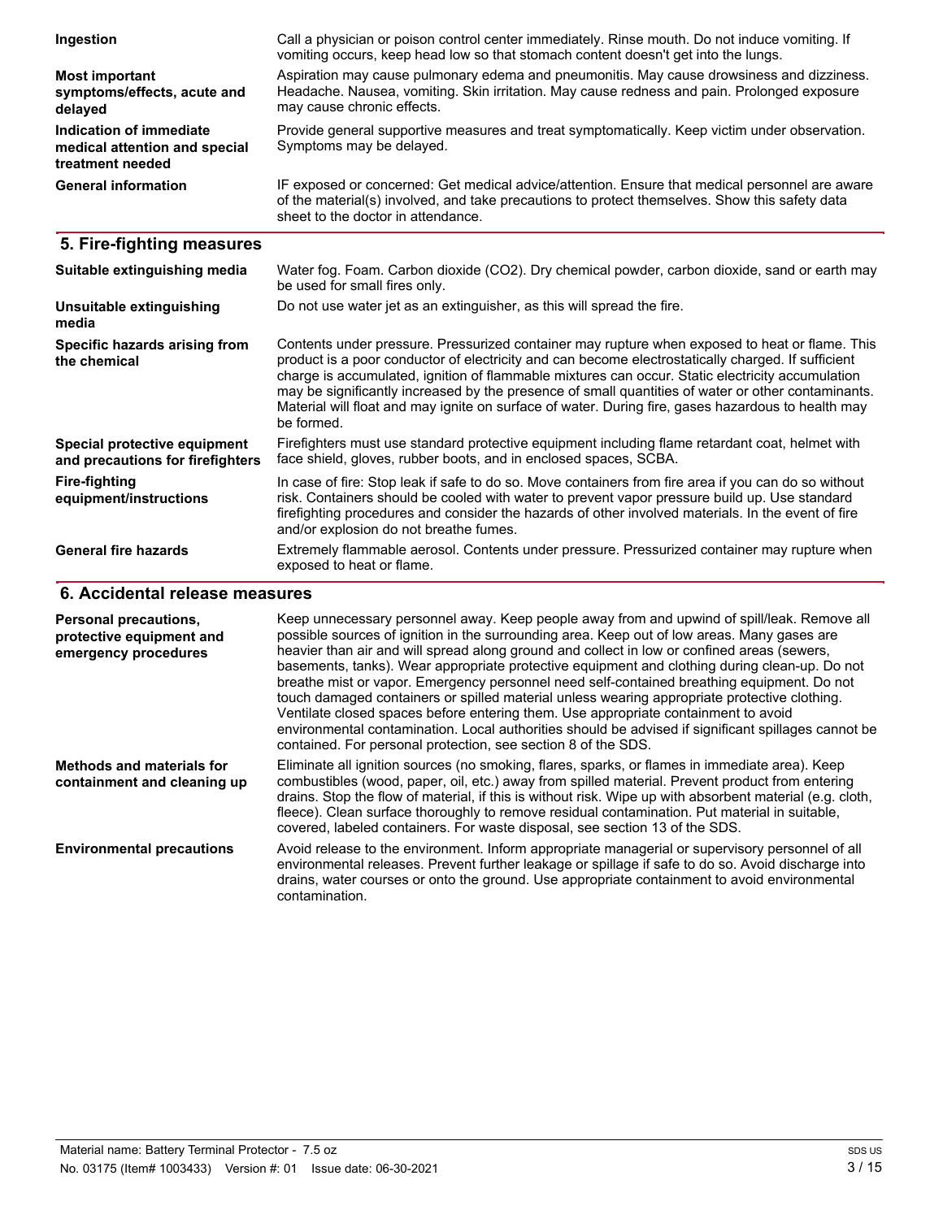| | |
|---|---|
| **Ingestion** | Call a physician or poison control center immediately. Rinse mouth. Do not induce vomiting. If vomiting occurs, keep head low so that stomach content doesn't get into the lungs. |
| **Most important symptoms/effects, acute and delayed** | Aspiration may cause pulmonary edema and pneumonitis. May cause drowsiness and dizziness. Headache. Nausea, vomiting. Skin irritation. May cause redness and pain. Prolonged exposure may cause chronic effects. |
| **Indication of immediate medical attention and special treatment needed** | Provide general supportive measures and treat symptomatically. Keep victim under observation. Symptoms may be delayed. |
| **General information** | IF exposed or concerned: Get medical advice/attention. Ensure that medical personnel are aware of the material(s) involved, and take precautions to protect themselves. Show this safety data sheet to the doctor in attendance. |

## 5. Fire-fighting measures

| | |
|---|---|
| **Suitable extinguishing media** | Water fog. Foam. Carbon dioxide ($CO_2$). Dry chemical powder, carbon dioxide, sand or earth may be used for small fires only. |
| **Unsuitable extinguishing media** | Do not use water jet as an extinguisher, as this will spread the fire. |
| **Specific hazards arising from the chemical** | Contents under pressure. Pressurized container may rupture when exposed to heat or flame. This product is a poor conductor of electricity and can become electrostatically charged. If sufficient charge is accumulated, ignition of flammable mixtures can occur. Static electricity accumulation may be significantly increased by the presence of small quantities of water or other contaminants. Material will float and may ignite on surface of water. During fire, gases hazardous to health may be formed. |
| **Special protective equipment and precautions for firefighters** | Firefighters must use standard protective equipment including flame retardant coat, helmet with face shield, gloves, rubber boots, and in enclosed spaces, SCBA. |
| **Fire-fighting equipment/instructions** | In case of fire: Stop leak if safe to do so. Move containers from fire area if you can do so without risk. Containers should be cooled with water to prevent vapor pressure build up. Use standard firefighting procedures and consider the hazards of other involved materials. In the event of fire and/or explosion do not breathe fumes. |
| **General fire hazards** | Extremely flammable aerosol. Contents under pressure. Pressurized container may rupture when exposed to heat or flame. |

## 6. Accidental release measures

| | |
|---|---|
| **Personal precautions, protective equipment and emergency procedures** | Keep unnecessary personnel away. Keep people away from and upwind of spill/leak. Remove all possible sources of ignition in the surrounding area. Keep out of low areas. Many gases are heavier than air and will spread along ground and collect in low or confined areas (sewers, basements, tanks). Wear appropriate protective equipment and clothing during clean-up. Do not breathe mist or vapor. Emergency personnel need self-contained breathing equipment. Do not touch damaged containers or spilled material unless wearing appropriate protective clothing. Ventilate closed spaces before entering them. Use appropriate containment to avoid environmental contamination. Local authorities should be advised if significant spillages cannot be contained. For personal protection, see section 8 of the SDS. |
| **Methods and materials for containment and cleaning up** | Eliminate all ignition sources (no smoking, flares, sparks, or flames in immediate area). Keep combustibles (wood, paper, oil, etc.) away from spilled material. Prevent product from entering drains. Stop the flow of material, if this is without risk. Wipe up with absorbent material (e.g. cloth, fleece). Clean surface thoroughly to remove residual contamination. Put material in suitable, covered, labeled containers. For waste disposal, see section 13 of the SDS. |
| **Environmental precautions** | Avoid release to the environment. Inform appropriate managerial or supervisory personnel of all environmental releases. Prevent further leakage or spillage if safe to do so. Avoid discharge into drains, water courses or onto the ground. Use appropriate containment to avoid environmental contamination. |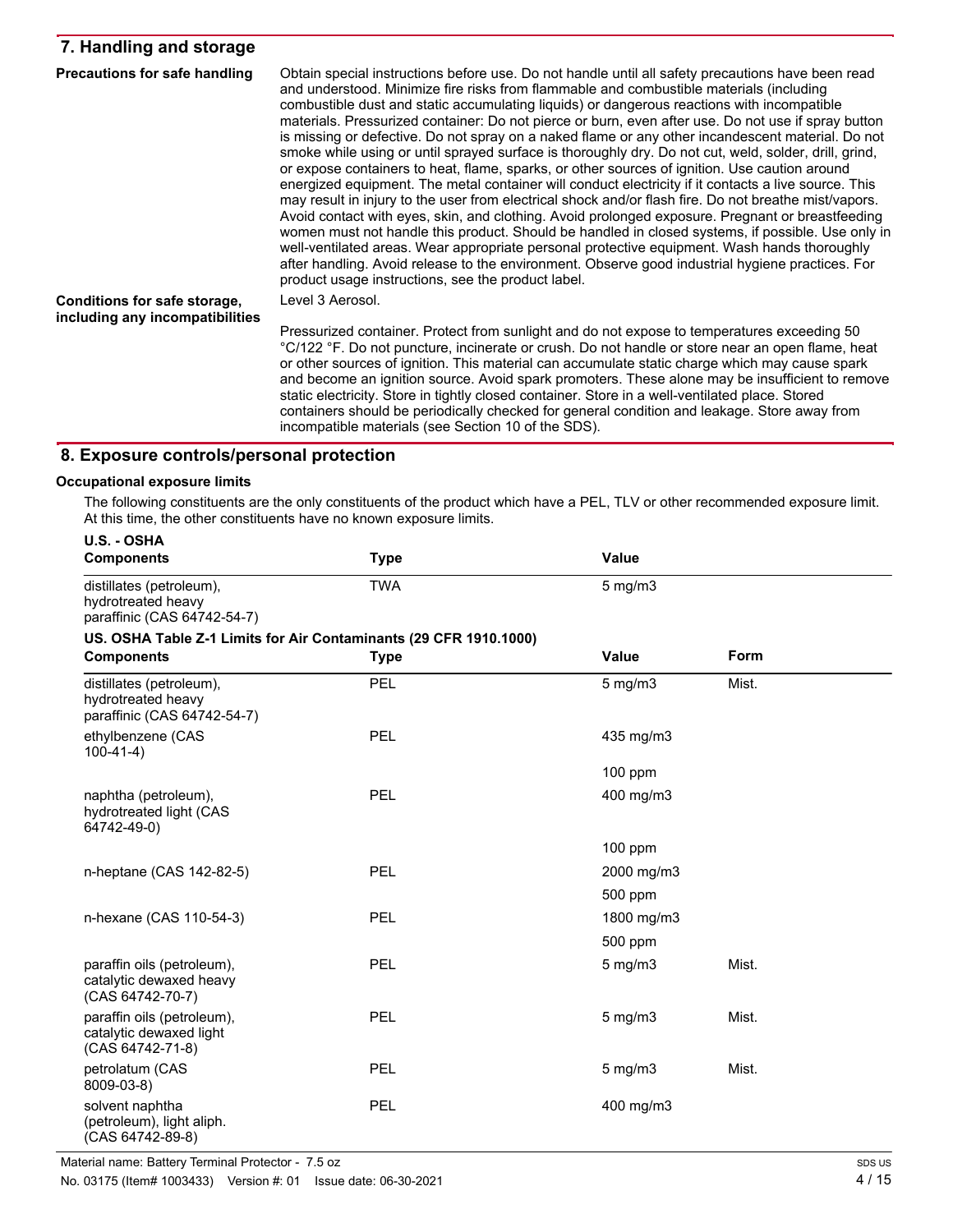## 7. Handling and storage

**Precautions for safe handling**

Obtain special instructions before use. Do not handle until all safety precautions have been read and understood. Minimize fire risks from flammable and combustible materials (including combustible dust and static accumulating liquids) or dangerous reactions with incompatible materials. Pressurized container: Do not pierce or burn, even after use. Do not use if spray button is missing or defective. Do not spray on a naked flame or any other incandescent material. Do not smoke while using or until sprayed surface is thoroughly dry. Do not cut, weld, solder, drill, grind, or expose containers to heat, flame, sparks, or other sources of ignition. Use caution around energized equipment. The metal container will conduct electricity if it contacts a live source. This may result in injury to the user from electrical shock and/or flash fire. Do not breathe mist/vapors. Avoid contact with eyes, skin, and clothing. Avoid prolonged exposure. Pregnant or breastfeeding women must not handle this product. Should be handled in closed systems, if possible. Use only in well-ventilated areas. Wear appropriate personal protective equipment. Wash hands thoroughly after handling. Avoid release to the environment. Observe good industrial hygiene practices. For product usage instructions, see the product label.

**Conditions for safe storage, including any incompatibilities**

Level 3 Aerosol.

Pressurized container. Protect from sunlight and do not expose to temperatures exceeding 50 °C/122 °F. Do not puncture, incinerate or crush. Do not handle or store near an open flame, heat or other sources of ignition. This material can accumulate static charge which may cause spark and become an ignition source. Avoid spark promoters. These alone may be insufficient to remove static electricity. Store in tightly closed container. Store in a well-ventilated place. Stored containers should be periodically checked for general condition and leakage. Store away from incompatible materials (see Section 10 of the SDS).

## 8. Exposure controls/personal protection

### Occupational exposure limits

The following constituents are the only constituents of the product which have a PEL, TLV or other recommended exposure limit. At this time, the other constituents have no known exposure limits.

**U.S. - OSHA**

| Components | Type | Value |
| --- | --- | --- |
| distillates (petroleum), hydrotreated heavy paraffinic (CAS 64742-54-7) | TWA | 5 mg/m3 |

**US. OSHA Table Z-1 Limits for Air Contaminants (29 CFR 1910.1000)**

| Components | Type | Value | Form |
| --- | --- | --- | --- |
| distillates (petroleum), hydrotreated heavy paraffinic (CAS 64742-54-7) | PEL | 5 mg/m3 | Mist. |
| ethylbenzene (CAS 100-41-4) | PEL | 435 mg/m3 | |
| | | 100 ppm | |
| naphtha (petroleum), hydrotreated light (CAS 64742-49-0) | PEL | 400 mg/m3 | |
| | | 100 ppm | |
| n-heptane (CAS 142-82-5) | PEL | 2000 mg/m3 | |
| | | 500 ppm | |
| n-hexane (CAS 110-54-3) | PEL | 1800 mg/m3 | |
| | | 500 ppm | |
| paraffin oils (petroleum), catalytic dewaxed heavy (CAS 64742-70-7) | PEL | 5 mg/m3 | Mist. |
| paraffin oils (petroleum), catalytic dewaxed light (CAS 64742-71-8) | PEL | 5 mg/m3 | Mist. |
| petrolatum (CAS 8009-03-8) | PEL | 5 mg/m3 | Mist. |
| solvent naphtha (petroleum), light aliph. (CAS 64742-89-8) | PEL | 400 mg/m3 | |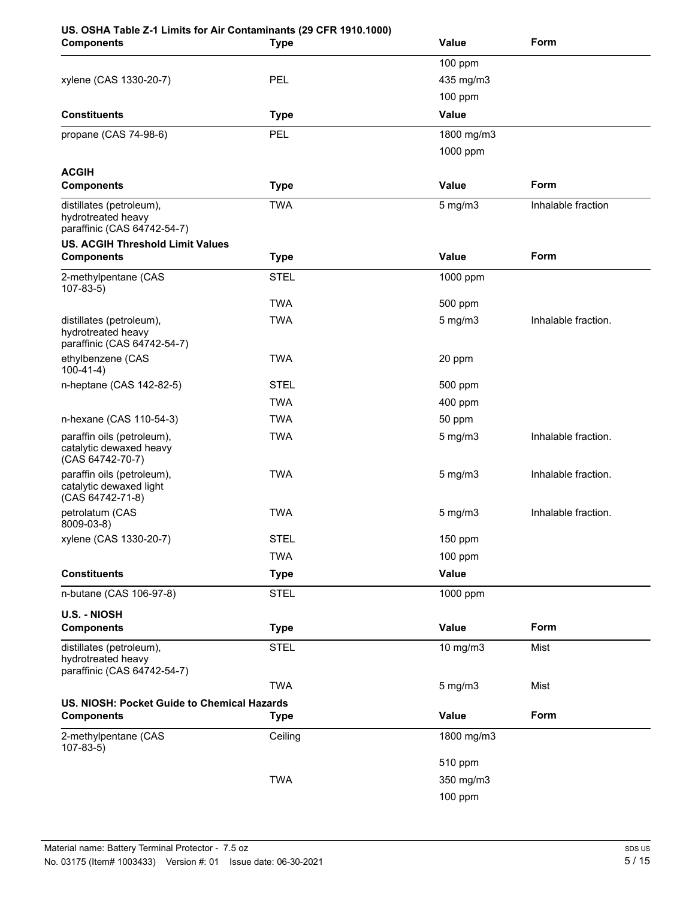**US. OSHA Table Z-1 Limits for Air Contaminants (29 CFR 1910.1000)**

| Components | Type | Value | Form |
|---|---|---|---|
| | | 100 ppm | |
| xylene (CAS 1330-20-7) | PEL | 435 mg/m3 | |
| | | 100 ppm | |

| Constituents | Type | Value |
|---|---|---|
| propane (CAS 74-98-6) | PEL | 1800 mg/m3 |
| | | 1000 ppm |

**ACGIH**

| Components | Type | Value | Form |
|---|---|---|---|
| distillates (petroleum), hydrotreated heavy paraffinic (CAS 64742-54-7) | TWA | 5 mg/m3 | Inhalable fraction |

**US. ACGIH Threshold Limit Values**

| Components | Type | Value | Form |
|---|---|---|---|
| 2-methylpentane (CAS 107-83-5) | STEL | 1000 ppm | |
| | TWA | 500 ppm | |
| distillates (petroleum), hydrotreated heavy paraffinic (CAS 64742-54-7) | TWA | 5 mg/m3 | Inhalable fraction. |
| ethylbenzene (CAS 100-41-4) | TWA | 20 ppm | |
| n-heptane (CAS 142-82-5) | STEL | 500 ppm | |
| | TWA | 400 ppm | |
| n-hexane (CAS 110-54-3) | TWA | 50 ppm | |
| paraffin oils (petroleum), catalytic dewaxed heavy (CAS 64742-70-7) | TWA | 5 mg/m3 | Inhalable fraction. |
| paraffin oils (petroleum), catalytic dewaxed light (CAS 64742-71-8) | TWA | 5 mg/m3 | Inhalable fraction. |
| petrolatum (CAS 8009-03-8) | TWA | 5 mg/m3 | Inhalable fraction. |
| xylene (CAS 1330-20-7) | STEL | 150 ppm | |
| | TWA | 100 ppm | |

| Constituents | Type | Value |
|---|---|---|
| n-butane (CAS 106-97-8) | STEL | 1000 ppm |

**U.S. - NIOSH**

| Components | Type | Value | Form |
|---|---|---|---|
| distillates (petroleum), hydrotreated heavy paraffinic (CAS 64742-54-7) | STEL | 10 mg/m3 | Mist |
| | TWA | 5 mg/m3 | Mist |

**US. NIOSH: Pocket Guide to Chemical Hazards**

| Components | Type | Value | Form |
|---|---|---|---|
| 2-methylpentane (CAS 107-83-5) | Ceiling | 1800 mg/m3 | |
| | | 510 ppm | |
| | TWA | 350 mg/m3 | |
| | | 100 ppm | |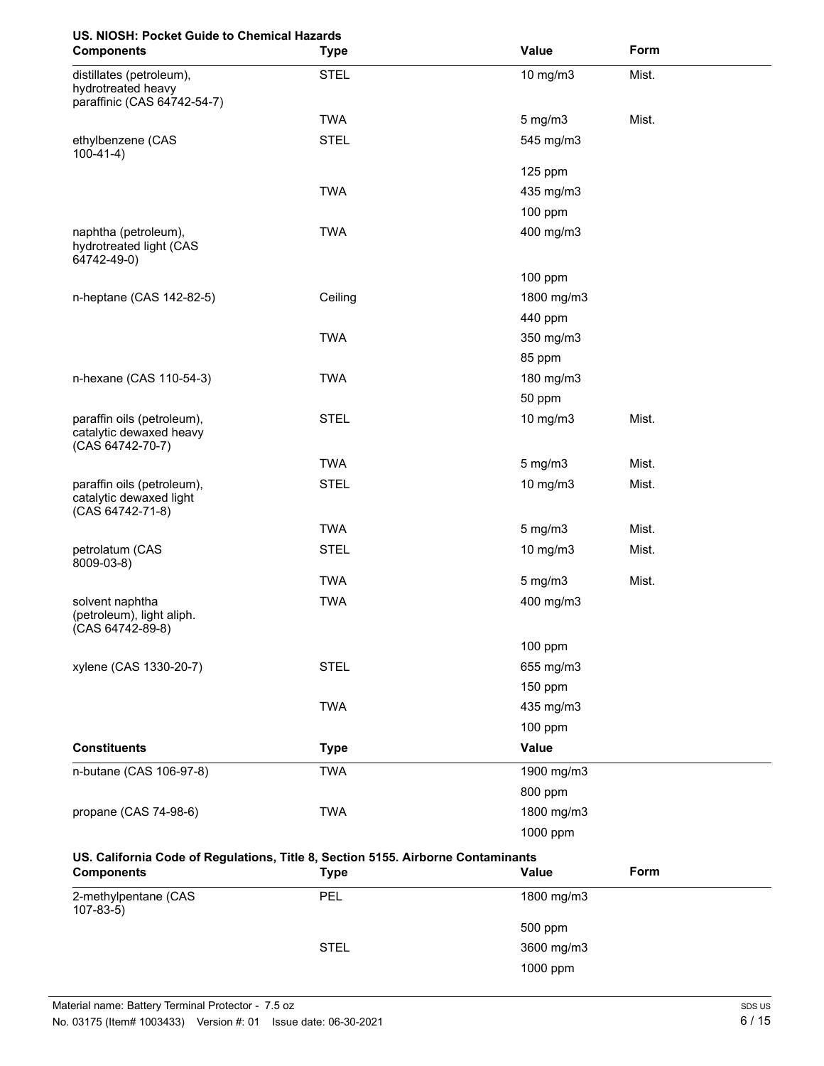**US. NIOSH: Pocket Guide to Chemical Hazards**

| Components | Type | Value | Form |
|---|---|---|---|
| distillates (petroleum), hydrotreated heavy paraffinic (CAS 64742-54-7) | STEL | 10 mg/m3 | Mist. |
| | TWA | 5 mg/m3 | Mist. |
| ethylbenzene (CAS 100-41-4) | STEL | 545 mg/m3 | |
| | | 125 ppm | |
| | TWA | 435 mg/m3 | |
| | | 100 ppm | |
| naphtha (petroleum), hydrotreated light (CAS 64742-49-0) | TWA | 400 mg/m3 | |
| | | 100 ppm | |
| n-heptane (CAS 142-82-5) | Ceiling | 1800 mg/m3 | |
| | | 440 ppm | |
| | TWA | 350 mg/m3 | |
| | | 85 ppm | |
| n-hexane (CAS 110-54-3) | TWA | 180 mg/m3 | |
| | | 50 ppm | |
| paraffin oils (petroleum), catalytic dewaxed heavy (CAS 64742-70-7) | STEL | 10 mg/m3 | Mist. |
| | TWA | 5 mg/m3 | Mist. |
| paraffin oils (petroleum), catalytic dewaxed light (CAS 64742-71-8) | STEL | 10 mg/m3 | Mist. |
| | TWA | 5 mg/m3 | Mist. |
| petrolatum (CAS 8009-03-8) | STEL | 10 mg/m3 | Mist. |
| | TWA | 5 mg/m3 | Mist. |
| solvent naphtha (petroleum), light aliph. (CAS 64742-89-8) | TWA | 400 mg/m3 | |
| | | 100 ppm | |
| xylene (CAS 1330-20-7) | STEL | 655 mg/m3 | |
| | | 150 ppm | |
| | TWA | 435 mg/m3 | |
| | | 100 ppm | |

| Constituents | Type | Value |
|---|---|---|
| n-butane (CAS 106-97-8) | TWA | 1900 mg/m3 |
| | | 800 ppm |
| propane (CAS 74-98-6) | TWA | 1800 mg/m3 |
| | | 1000 ppm |

**US. California Code of Regulations, Title 8, Section 5155. Airborne Contaminants**

| Components | Type | Value | Form |
|---|---|---|---|
| 2-methylpentane (CAS 107-83-5) | PEL | 1800 mg/m3 | |
| | | 500 ppm | |
| | STEL | 3600 mg/m3 | |
| | | 1000 ppm | |

Material name: Battery Terminal Protector - 7.5 oz

No. 03175 (Item# 1003433) Version #: 01 Issue date: 06-30-2021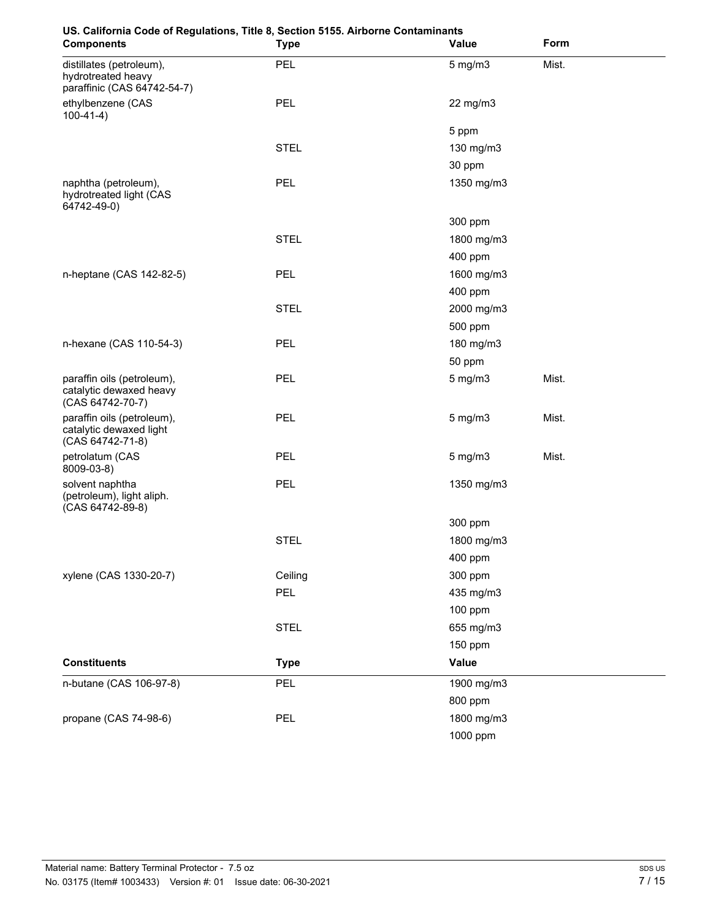**US. California Code of Regulations, Title 8, Section 5155. Airborne Contaminants**

| Components | Type | Value | Form |
| --- | --- | --- | --- |
| distillates (petroleum), hydrotreated heavy paraffinic (CAS 64742-54-7) | PEL | 5 mg/m3 | Mist. |
| ethylbenzene (CAS 100-41-4) | PEL | 22 mg/m3 | |
| | | 5 ppm | |
| | STEL | 130 mg/m3 | |
| | | 30 ppm | |
| naphtha (petroleum), hydrotreated light (CAS 64742-49-0) | PEL | 1350 mg/m3 | |
| | | 300 ppm | |
| | STEL | 1800 mg/m3 | |
| | | 400 ppm | |
| n-heptane (CAS 142-82-5) | PEL | 1600 mg/m3 | |
| | | 400 ppm | |
| | STEL | 2000 mg/m3 | |
| | | 500 ppm | |
| n-hexane (CAS 110-54-3) | PEL | 180 mg/m3 | |
| | | 50 ppm | |
| paraffin oils (petroleum), catalytic dewaxed heavy (CAS 64742-70-7) | PEL | 5 mg/m3 | Mist. |
| paraffin oils (petroleum), catalytic dewaxed light (CAS 64742-71-8) | PEL | 5 mg/m3 | Mist. |
| petrolatum (CAS 8009-03-8) | PEL | 5 mg/m3 | Mist. |
| solvent naphtha (petroleum), light aliph. (CAS 64742-89-8) | PEL | 1350 mg/m3 | |
| | | 300 ppm | |
| | STEL | 1800 mg/m3 | |
| | | 400 ppm | |
| xylene (CAS 1330-20-7) | Ceiling | 300 ppm | |
| | PEL | 435 mg/m3 | |
| | | 100 ppm | |
| | STEL | 655 mg/m3 | |
| | | 150 ppm | |

| Constituents | Type | Value |
| --- | --- | --- |
| n-butane (CAS 106-97-8) | PEL | 1900 mg/m3 |
| | | 800 ppm |
| propane (CAS 74-98-6) | PEL | 1800 mg/m3 |
| | | 1000 ppm |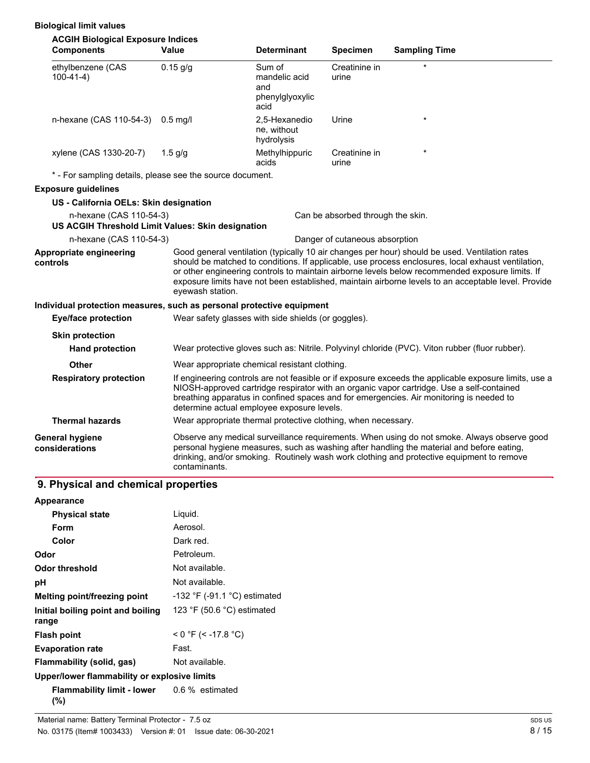**Biological limit values**

**ACGIH Biological Exposure Indices**

| Components | Value | Determinant | Specimen | Sampling Time |
|---|---|---|---|---|
| ethylbenzene (CAS 100-41-4) | 0.15 g/g | Sum of mandelic acid and phenylglyoxylic acid | Creatinine in urine | * |
| n-hexane (CAS 110-54-3) | 0.5 mg/l | 2,5-Hexanedione, without hydrolysis | Urine | * |
| xylene (CAS 1330-20-7) | 1.5 g/g | Methylhippuric acids | Creatinine in urine | * |

* - For sampling details, please see the source document.

**Exposure guidelines**

**US - California OELs: Skin designation**

n-hexane (CAS 110-54-3) — Can be absorbed through the skin.

**US ACGIH Threshold Limit Values: Skin designation**

n-hexane (CAS 110-54-3) — Danger of cutaneous absorption

**Appropriate engineering controls**
Good general ventilation (typically 10 air changes per hour) should be used. Ventilation rates should be matched to conditions. If applicable, use process enclosures, local exhaust ventilation, or other engineering controls to maintain airborne levels below recommended exposure limits. If exposure limits have not been established, maintain airborne levels to an acceptable level. Provide eyewash station.

**Individual protection measures, such as personal protective equipment**

**Eye/face protection**
Wear safety glasses with side shields (or goggles).

**Skin protection**

**Hand protection**
Wear protective gloves such as: Nitrile. Polyvinyl chloride (PVC). Viton rubber (fluor rubber).

**Other**
Wear appropriate chemical resistant clothing.

**Respiratory protection**
If engineering controls are not feasible or if exposure exceeds the applicable exposure limits, use a NIOSH-approved cartridge respirator with an organic vapor cartridge. Use a self-contained breathing apparatus in confined spaces and for emergencies. Air monitoring is needed to determine actual employee exposure levels.

**Thermal hazards**
Wear appropriate thermal protective clothing, when necessary.

**General hygiene considerations**
Observe any medical surveillance requirements. When using do not smoke. Always observe good personal hygiene measures, such as washing after handling the material and before eating, drinking, and/or smoking. Routinely wash work clothing and protective equipment to remove contaminants.

## 9. Physical and chemical properties

**Appearance**

| | |
|---|---|
| **Physical state** | Liquid. |
| **Form** | Aerosol. |
| **Color** | Dark red. |
| **Odor** | Petroleum. |
| **Odor threshold** | Not available. |
| **pH** | Not available. |
| **Melting point/freezing point** | -132 °F (-91.1 °C) estimated |
| **Initial boiling point and boiling range** | 123 °F (50.6 °C) estimated |
| **Flash point** | < 0 °F (< -17.8 °C) |
| **Evaporation rate** | Fast. |
| **Flammability (solid, gas)** | Not available. |

**Upper/lower flammability or explosive limits**

| | |
|---|---|
| **Flammability limit - lower (%)** | 0.6 % estimated |

Material name: Battery Terminal Protector - 7.5 oz

No. 03175 (Item# 1003433) Version #: 01 Issue date: 06-30-2021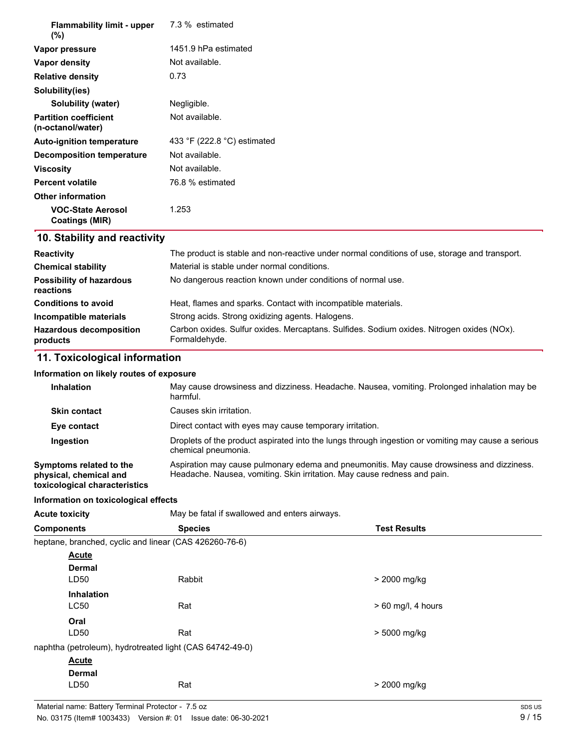| | |
|---|---|
| **Flammability limit - upper (%)** | 7.3 % estimated |
| **Vapor pressure** | 1451.9 hPa estimated |
| **Vapor density** | Not available. |
| **Relative density** | 0.73 |
| **Solubility(ies)** | |
| **Solubility (water)** | Negligible. |
| **Partition coefficient (n-octanol/water)** | Not available. |
| **Auto-ignition temperature** | 433 °F (222.8 °C) estimated |
| **Decomposition temperature** | Not available. |
| **Viscosity** | Not available. |
| **Percent volatile** | 76.8 % estimated |
| **Other information** | |
| **VOC-State Aerosol Coatings (MIR)** | 1.253 |

## 10. Stability and reactivity

| | |
|---|---|
| **Reactivity** | The product is stable and non-reactive under normal conditions of use, storage and transport. |
| **Chemical stability** | Material is stable under normal conditions. |
| **Possibility of hazardous reactions** | No dangerous reaction known under conditions of normal use. |
| **Conditions to avoid** | Heat, flames and sparks. Contact with incompatible materials. |
| **Incompatible materials** | Strong acids. Strong oxidizing agents. Halogens. |
| **Hazardous decomposition products** | Carbon oxides. Sulfur oxides. Mercaptans. Sulfides. Sodium oxides. Nitrogen oxides (NOx). Formaldehyde. |

## 11. Toxicological information

**Information on likely routes of exposure**

| | |
|---|---|
| **Inhalation** | May cause drowsiness and dizziness. Headache. Nausea, vomiting. Prolonged inhalation may be harmful. |
| **Skin contact** | Causes skin irritation. |
| **Eye contact** | Direct contact with eyes may cause temporary irritation. |
| **Ingestion** | Droplets of the product aspirated into the lungs through ingestion or vomiting may cause a serious chemical pneumonia. |
| **Symptoms related to the physical, chemical and toxicological characteristics** | Aspiration may cause pulmonary edema and pneumonitis. May cause drowsiness and dizziness. Headache. Nausea, vomiting. Skin irritation. May cause redness and pain. |

**Information on toxicological effects**

**Acute toxicity** May be fatal if swallowed and enters airways.

| Components | Species | Test Results |
|---|---|---|
| heptane, branched, cyclic and linear (CAS 426260-76-6) | | |
| ***Acute*** | | |
| **Dermal** | | |
| LD50 | Rabbit | > 2000 mg/kg |
| **Inhalation** | | |
| LC50 | Rat | > 60 mg/l, 4 hours |
| **Oral** | | |
| LD50 | Rat | > 5000 mg/kg |
| naphtha (petroleum), hydrotreated light (CAS 64742-49-0) | | |
| ***Acute*** | | |
| **Dermal** | | |
| LD50 | Rat | > 2000 mg/kg |

Material name: Battery Terminal Protector - 7.5 oz
No. 03175 (Item# 1003433) Version #: 01 Issue date: 06-30-2021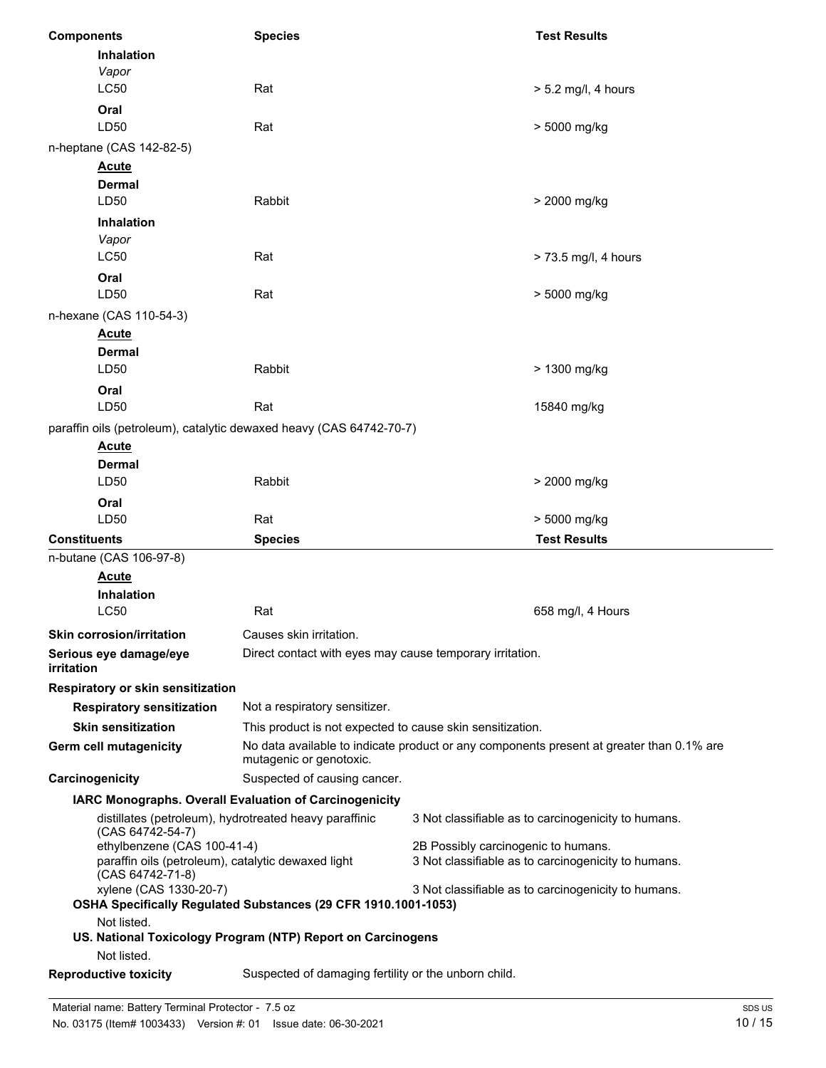| Components | Species | Test Results |
|---|---|---|
| **Inhalation** | | |
| *Vapor* | | |
| LC50 | Rat | > 5.2 mg/l, 4 hours |
| **Oral** | | |
| LD50 | Rat | > 5000 mg/kg |
| n-heptane (CAS 142-82-5) | | |
| **Acute** | | |
| **Dermal** | | |
| LD50 | Rabbit | > 2000 mg/kg |
| **Inhalation** | | |
| *Vapor* | | |
| LC50 | Rat | > 73.5 mg/l, 4 hours |
| **Oral** | | |
| LD50 | Rat | > 5000 mg/kg |
| n-hexane (CAS 110-54-3) | | |
| **Acute** | | |
| **Dermal** | | |
| LD50 | Rabbit | > 1300 mg/kg |
| **Oral** | | |
| LD50 | Rat | 15840 mg/kg |
| paraffin oils (petroleum), catalytic dewaxed heavy (CAS 64742-70-7) | | |
| **Acute** | | |
| **Dermal** | | |
| LD50 | Rabbit | > 2000 mg/kg |
| **Oral** | | |
| LD50 | Rat | > 5000 mg/kg |

| Constituents | Species | Test Results |
|---|---|---|
| n-butane (CAS 106-97-8) | | |
| **Acute** | | |
| **Inhalation** | | |
| LC50 | Rat | 658 mg/l, 4 Hours |

**Skin corrosion/irritation** Causes skin irritation.

**Serious eye damage/eye irritation** Direct contact with eyes may cause temporary irritation.

**Respiratory or skin sensitization**

**Respiratory sensitization** Not a respiratory sensitizer.

**Skin sensitization** This product is not expected to cause skin sensitization.

**Germ cell mutagenicity** No data available to indicate product or any components present at greater than 0.1% are mutagenic or genotoxic.

**Carcinogenicity** Suspected of causing cancer.

**IARC Monographs. Overall Evaluation of Carcinogenicity**

| | |
|---|---|
| distillates (petroleum), hydrotreated heavy paraffinic (CAS 64742-54-7) | 3 Not classifiable as to carcinogenicity to humans. |
| ethylbenzene (CAS 100-41-4) | 2B Possibly carcinogenic to humans. |
| paraffin oils (petroleum), catalytic dewaxed light (CAS 64742-71-8) | 3 Not classifiable as to carcinogenicity to humans. |
| xylene (CAS 1330-20-7) | 3 Not classifiable as to carcinogenicity to humans. |

**OSHA Specifically Regulated Substances (29 CFR 1910.1001-1053)**

Not listed.

**US. National Toxicology Program (NTP) Report on Carcinogens**

Not listed.

**Reproductive toxicity** Suspected of damaging fertility or the unborn child.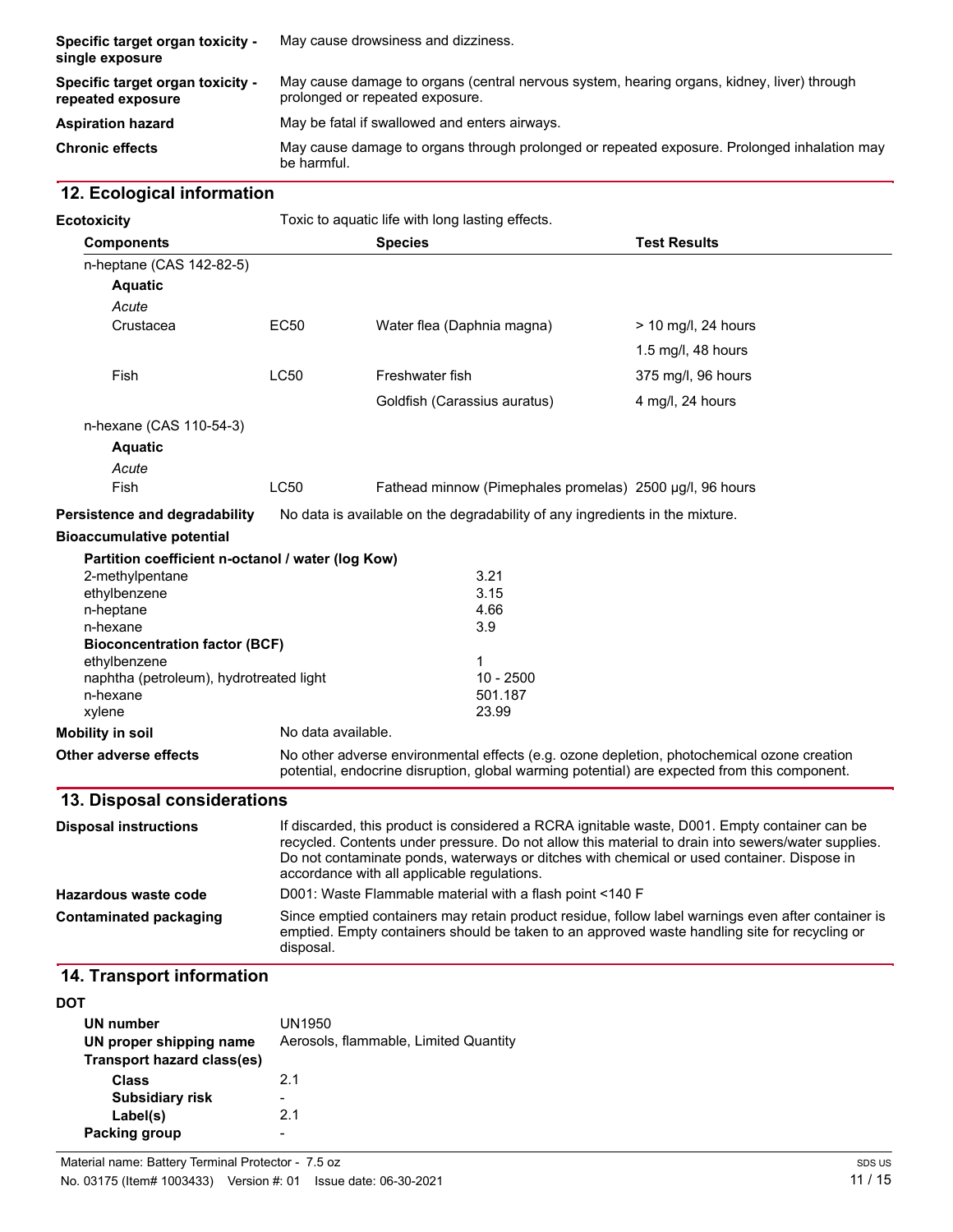| | |
|---|---|
| **Specific target organ toxicity - single exposure** | May cause drowsiness and dizziness. |
| **Specific target organ toxicity - repeated exposure** | May cause damage to organs (central nervous system, hearing organs, kidney, liver) through prolonged or repeated exposure. |
| **Aspiration hazard** | May be fatal if swallowed and enters airways. |
| **Chronic effects** | May cause damage to organs through prolonged or repeated exposure. Prolonged inhalation may be harmful. |

## 12. Ecological information

**Ecotoxicity** Toxic to aquatic life with long lasting effects.

| Components | | Species | Test Results |
|---|---|---|---|
| n-heptane (CAS 142-82-5) | | | |
| **Aquatic** | | | |
| *Acute* | | | |
| Crustacea | EC50 | Water flea (Daphnia magna) | > 10 mg/l, 24 hours |
| | | | 1.5 mg/l, 48 hours |
| Fish | LC50 | Freshwater fish | 375 mg/l, 96 hours |
| | | Goldfish (Carassius auratus) | 4 mg/l, 24 hours |
| n-hexane (CAS 110-54-3) | | | |
| **Aquatic** | | | |
| *Acute* | | | |
| Fish | LC50 | Fathead minnow (Pimephales promelas) | 2500 µg/l, 96 hours |

**Persistence and degradability** No data is available on the degradability of any ingredients in the mixture.

**Bioaccumulative potential**

| Partition coefficient n-octanol / water (log Kow) | |
|---|---|
| 2-methylpentane | 3.21 |
| ethylbenzene | 3.15 |
| n-heptane | 4.66 |
| n-hexane | 3.9 |
| **Bioconcentration factor (BCF)** | |
| ethylbenzene | 1 |
| naphtha (petroleum), hydrotreated light | 10 - 2500 |
| n-hexane | 501.187 |
| xylene | 23.99 |

**Mobility in soil** No data available.

**Other adverse effects** No other adverse environmental effects (e.g. ozone depletion, photochemical ozone creation potential, endocrine disruption, global warming potential) are expected from this component.

## 13. Disposal considerations

**Disposal instructions** If discarded, this product is considered a RCRA ignitable waste, D001. Empty container can be recycled. Contents under pressure. Do not allow this material to drain into sewers/water supplies. Do not contaminate ponds, waterways or ditches with chemical or used container. Dispose in accordance with all applicable regulations.

**Hazardous waste code** D001: Waste Flammable material with a flash point <140 F

**Contaminated packaging** Since emptied containers may retain product residue, follow label warnings even after container is emptied. Empty containers should be taken to an approved waste handling site for recycling or disposal.

## 14. Transport information

**DOT**

| | |
|---|---|
| **UN number** | UN1950 |
| **UN proper shipping name** | Aerosols, flammable, Limited Quantity |
| **Transport hazard class(es)** | |
| **Class** | 2.1 |
| **Subsidiary risk** | - |
| **Label(s)** | 2.1 |
| **Packing group** | - |

Material name: Battery Terminal Protector - 7.5 oz

No. 03175 (Item# 1003433) Version #: 01 Issue date: 06-30-2021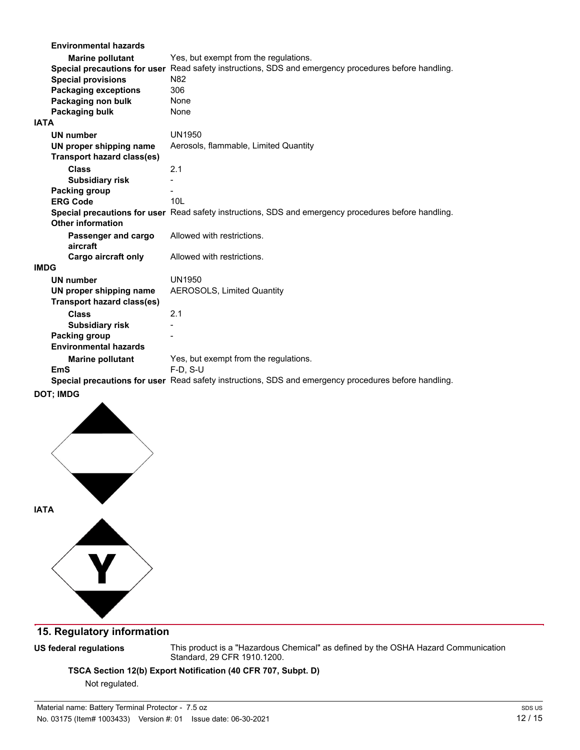**Environmental hazards**

| | |
|---|---|
| **Marine pollutant** | Yes, but exempt from the regulations. |
| **Special precautions for user** | Read safety instructions, SDS and emergency procedures before handling. |
| **Special provisions** | N82 |
| **Packaging exceptions** | 306 |
| **Packaging non bulk** | None |
| **Packaging bulk** | None |

**IATA**

| | |
|---|---|
| **UN number** | UN1950 |
| **UN proper shipping name** | Aerosols, flammable, Limited Quantity |
| **Transport hazard class(es)** | |
| **Class** | 2.1 |
| **Subsidiary risk** | - |
| **Packing group** | - |
| **ERG Code** | 10L |
| **Special precautions for user** | Read safety instructions, SDS and emergency procedures before handling. |
| **Other information** | |
| **Passenger and cargo aircraft** | Allowed with restrictions. |
| **Cargo aircraft only** | Allowed with restrictions. |

**IMDG**

| | |
|---|---|
| **UN number** | UN1950 |
| **UN proper shipping name** | AEROSOLS, Limited Quantity |
| **Transport hazard class(es)** | |
| **Class** | 2.1 |
| **Subsidiary risk** | - |
| **Packing group** | - |
| **Environmental hazards** | |
| **Marine pollutant** | Yes, but exempt from the regulations. |
| **EmS** | F-D, S-U |
| **Special precautions for user** | Read safety instructions, SDS and emergency procedures before handling. |

**DOT; IMDG**

**IATA**

Y

## 15. Regulatory information

**US federal regulations**

This product is a "Hazardous Chemical" as defined by the OSHA Hazard Communication Standard, 29 CFR 1910.1200.

**TSCA Section 12(b) Export Notification (40 CFR 707, Subpt. D)**

Not regulated.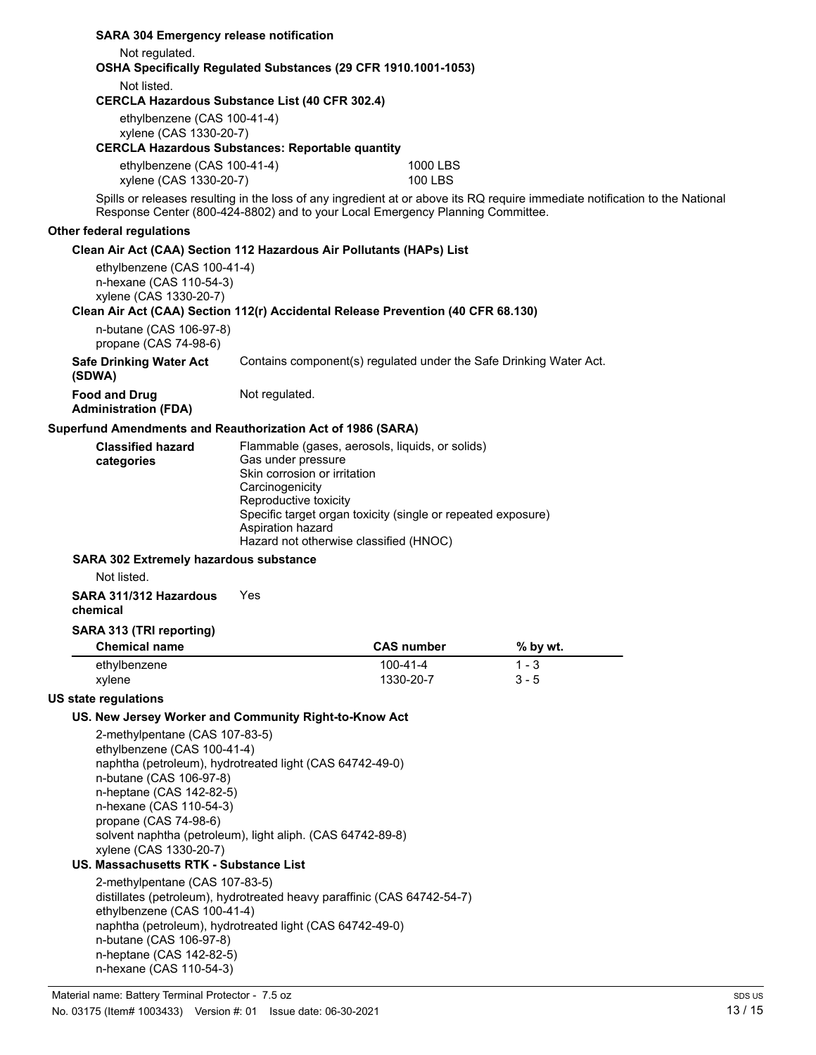**SARA 304 Emergency release notification**

Not regulated.

**OSHA Specifically Regulated Substances (29 CFR 1910.1001-1053)**

Not listed.

**CERCLA Hazardous Substance List (40 CFR 302.4)**

ethylbenzene (CAS 100-41-4)
xylene (CAS 1330-20-7)

**CERCLA Hazardous Substances: Reportable quantity**

| | |
|---|---|
| ethylbenzene (CAS 100-41-4) | 1000 LBS |
| xylene (CAS 1330-20-7) | 100 LBS |

Spills or releases resulting in the loss of any ingredient at or above its RQ require immediate notification to the National Response Center (800-424-8802) and to your Local Emergency Planning Committee.

## Other federal regulations

**Clean Air Act (CAA) Section 112 Hazardous Air Pollutants (HAPs) List**

ethylbenzene (CAS 100-41-4)
n-hexane (CAS 110-54-3)
xylene (CAS 1330-20-7)

**Clean Air Act (CAA) Section 112(r) Accidental Release Prevention (40 CFR 68.130)**

n-butane (CAS 106-97-8)
propane (CAS 74-98-6)

**Safe Drinking Water Act (SDWA)**: Contains component(s) regulated under the Safe Drinking Water Act.

**Food and Drug Administration (FDA)**: Not regulated.

## Superfund Amendments and Reauthorization Act of 1986 (SARA)

**Classified hazard categories**

Flammable (gases, aerosols, liquids, or solids)
Gas under pressure
Skin corrosion or irritation
Carcinogenicity
Reproductive toxicity
Specific target organ toxicity (single or repeated exposure)
Aspiration hazard
Hazard not otherwise classified (HNOC)

**SARA 302 Extremely hazardous substance**

Not listed.

**SARA 311/312 Hazardous chemical**: Yes

**SARA 313 (TRI reporting)**

| Chemical name | CAS number | % by wt. |
|---|---|---|
| ethylbenzene | 100-41-4 | 1 - 3 |
| xylene | 1330-20-7 | 3 - 5 |

## US state regulations

**US. New Jersey Worker and Community Right-to-Know Act**

2-methylpentane (CAS 107-83-5)
ethylbenzene (CAS 100-41-4)
naphtha (petroleum), hydrotreated light (CAS 64742-49-0)
n-butane (CAS 106-97-8)
n-heptane (CAS 142-82-5)
n-hexane (CAS 110-54-3)
propane (CAS 74-98-6)
solvent naphtha (petroleum), light aliph. (CAS 64742-89-8)
xylene (CAS 1330-20-7)

**US. Massachusetts RTK - Substance List**

2-methylpentane (CAS 107-83-5)
distillates (petroleum), hydrotreated heavy paraffinic (CAS 64742-54-7)
ethylbenzene (CAS 100-41-4)
naphtha (petroleum), hydrotreated light (CAS 64742-49-0)
n-butane (CAS 106-97-8)
n-heptane (CAS 142-82-5)
n-hexane (CAS 110-54-3)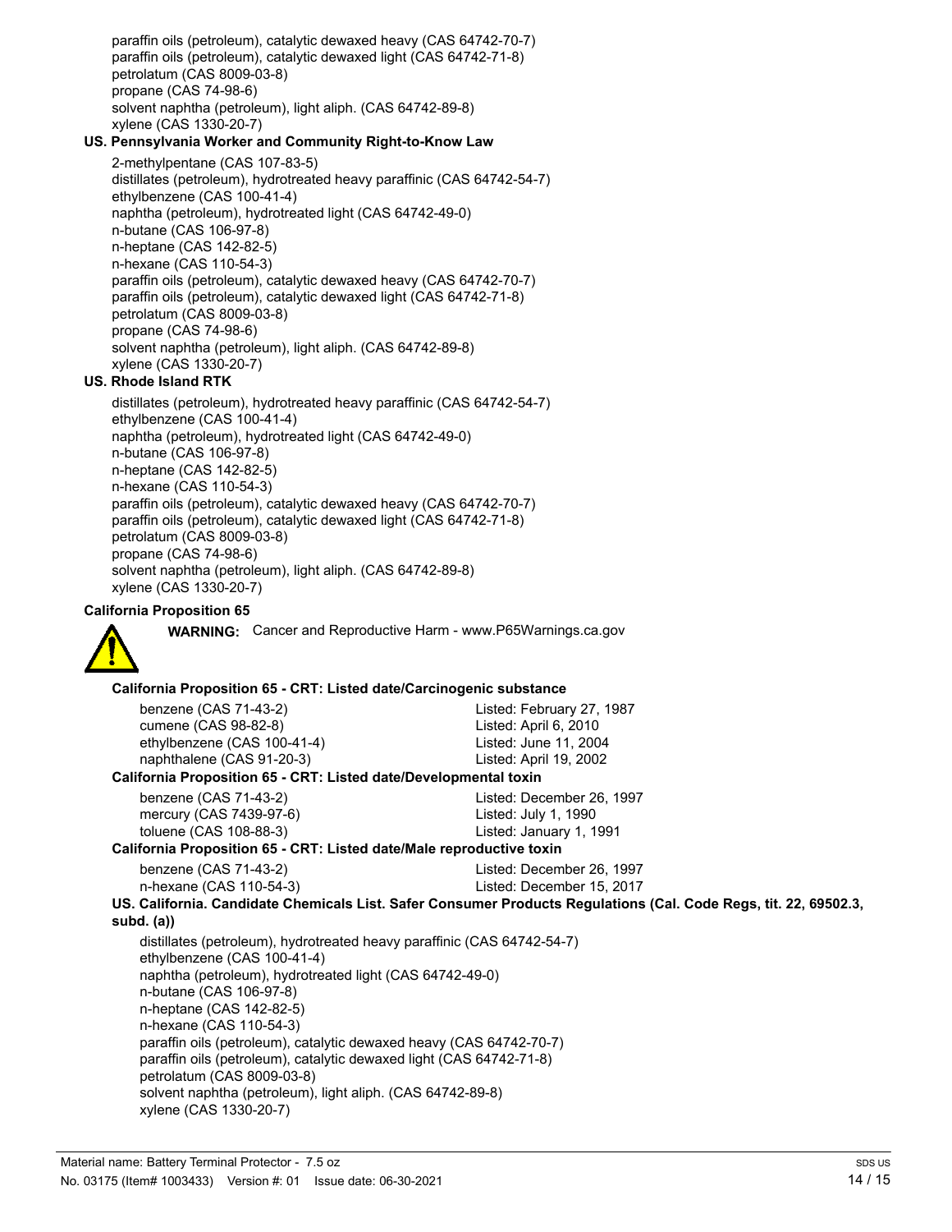paraffin oils (petroleum), catalytic dewaxed heavy (CAS 64742-70-7)
paraffin oils (petroleum), catalytic dewaxed light (CAS 64742-71-8)
petrolatum (CAS 8009-03-8)
propane (CAS 74-98-6)
solvent naphtha (petroleum), light aliph. (CAS 64742-89-8)
xylene (CAS 1330-20-7)

**US. Pennsylvania Worker and Community Right-to-Know Law**

2-methylpentane (CAS 107-83-5)
distillates (petroleum), hydrotreated heavy paraffinic (CAS 64742-54-7)
ethylbenzene (CAS 100-41-4)
naphtha (petroleum), hydrotreated light (CAS 64742-49-0)
n-butane (CAS 106-97-8)
n-heptane (CAS 142-82-5)
n-hexane (CAS 110-54-3)
paraffin oils (petroleum), catalytic dewaxed heavy (CAS 64742-70-7)
paraffin oils (petroleum), catalytic dewaxed light (CAS 64742-71-8)
petrolatum (CAS 8009-03-8)
propane (CAS 74-98-6)
solvent naphtha (petroleum), light aliph. (CAS 64742-89-8)
xylene (CAS 1330-20-7)

**US. Rhode Island RTK**

distillates (petroleum), hydrotreated heavy paraffinic (CAS 64742-54-7)
ethylbenzene (CAS 100-41-4)
naphtha (petroleum), hydrotreated light (CAS 64742-49-0)
n-butane (CAS 106-97-8)
n-heptane (CAS 142-82-5)
n-hexane (CAS 110-54-3)
paraffin oils (petroleum), catalytic dewaxed heavy (CAS 64742-70-7)
paraffin oils (petroleum), catalytic dewaxed light (CAS 64742-71-8)
petrolatum (CAS 8009-03-8)
propane (CAS 74-98-6)
solvent naphtha (petroleum), light aliph. (CAS 64742-89-8)
xylene (CAS 1330-20-7)

**California Proposition 65**

**WARNING:** Cancer and Reproductive Harm - www.P65Warnings.ca.gov

**California Proposition 65 - CRT: Listed date/Carcinogenic substance**

| | |
|---|---|
| benzene (CAS 71-43-2) | Listed: February 27, 1987 |
| cumene (CAS 98-82-8) | Listed: April 6, 2010 |
| ethylbenzene (CAS 100-41-4) | Listed: June 11, 2004 |
| naphthalene (CAS 91-20-3) | Listed: April 19, 2002 |

**California Proposition 65 - CRT: Listed date/Developmental toxin**

| | |
|---|---|
| benzene (CAS 71-43-2) | Listed: December 26, 1997 |
| mercury (CAS 7439-97-6) | Listed: July 1, 1990 |
| toluene (CAS 108-88-3) | Listed: January 1, 1991 |

**California Proposition 65 - CRT: Listed date/Male reproductive toxin**

| | |
|---|---|
| benzene (CAS 71-43-2) | Listed: December 26, 1997 |
| n-hexane (CAS 110-54-3) | Listed: December 15, 2017 |

**US. California. Candidate Chemicals List. Safer Consumer Products Regulations (Cal. Code Regs, tit. 22, 69502.3, subd. (a))**

distillates (petroleum), hydrotreated heavy paraffinic (CAS 64742-54-7)
ethylbenzene (CAS 100-41-4)
naphtha (petroleum), hydrotreated light (CAS 64742-49-0)
n-butane (CAS 106-97-8)
n-heptane (CAS 142-82-5)
n-hexane (CAS 110-54-3)
paraffin oils (petroleum), catalytic dewaxed heavy (CAS 64742-70-7)
paraffin oils (petroleum), catalytic dewaxed light (CAS 64742-71-8)
petrolatum (CAS 8009-03-8)
solvent naphtha (petroleum), light aliph. (CAS 64742-89-8)
xylene (CAS 1330-20-7)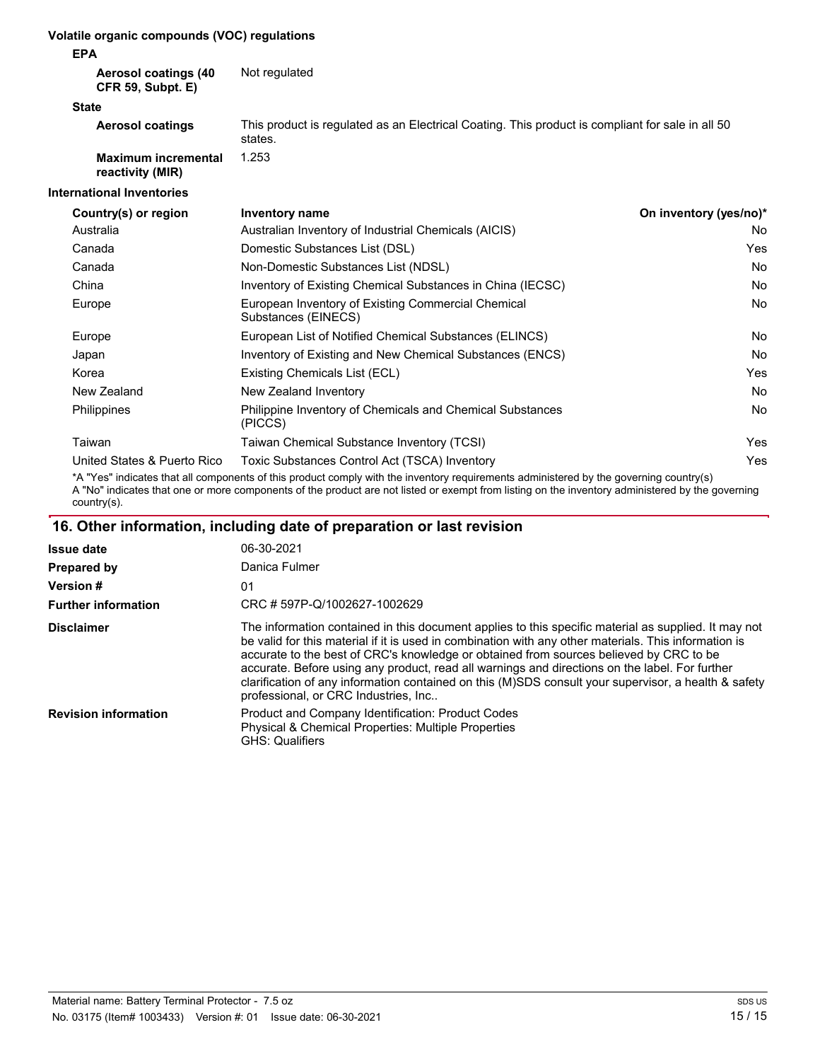**Volatile organic compounds (VOC) regulations**

**EPA**

| | |
|---|---|
| **Aerosol coatings (40 CFR 59, Subpt. E)** | Not regulated |

**State**

| | |
|---|---|
| **Aerosol coatings** | This product is regulated as an Electrical Coating. This product is compliant for sale in all 50 states. |
| **Maximum incremental reactivity (MIR)** | 1.253 |

**International Inventories**

| Country(s) or region | Inventory name | On inventory (yes/no)* |
|---|---|---|
| Australia | Australian Inventory of Industrial Chemicals (AICIS) | No |
| Canada | Domestic Substances List (DSL) | Yes |
| Canada | Non-Domestic Substances List (NDSL) | No |
| China | Inventory of Existing Chemical Substances in China (IECSC) | No |
| Europe | European Inventory of Existing Commercial Chemical Substances (EINECS) | No |
| Europe | European List of Notified Chemical Substances (ELINCS) | No |
| Japan | Inventory of Existing and New Chemical Substances (ENCS) | No |
| Korea | Existing Chemicals List (ECL) | Yes |
| New Zealand | New Zealand Inventory | No |
| Philippines | Philippine Inventory of Chemicals and Chemical Substances (PICCS) | No |
| Taiwan | Taiwan Chemical Substance Inventory (TCSI) | Yes |
| United States & Puerto Rico | Toxic Substances Control Act (TSCA) Inventory | Yes |

*A "Yes" indicates that all components of this product comply with the inventory requirements administered by the governing country(s)
A "No" indicates that one or more components of the product are not listed or exempt from listing on the inventory administered by the governing country(s).

## 16. Other information, including date of preparation or last revision

| | |
|---|---|
| **Issue date** | 06-30-2021 |
| **Prepared by** | Danica Fulmer |
| **Version #** | 01 |
| **Further information** | CRC # 597P-Q/1002627-1002629 |
| **Disclaimer** | The information contained in this document applies to this specific material as supplied. It may not be valid for this material if it is used in combination with any other materials. This information is accurate to the best of CRC's knowledge or obtained from sources believed by CRC to be accurate. Before using any product, read all warnings and directions on the label. For further clarification of any information contained on this (M)SDS consult your supervisor, a health & safety professional, or CRC Industries, Inc.. |
| **Revision information** | Product and Company Identification: Product Codes<br>Physical & Chemical Properties: Multiple Properties<br>GHS: Qualifiers |